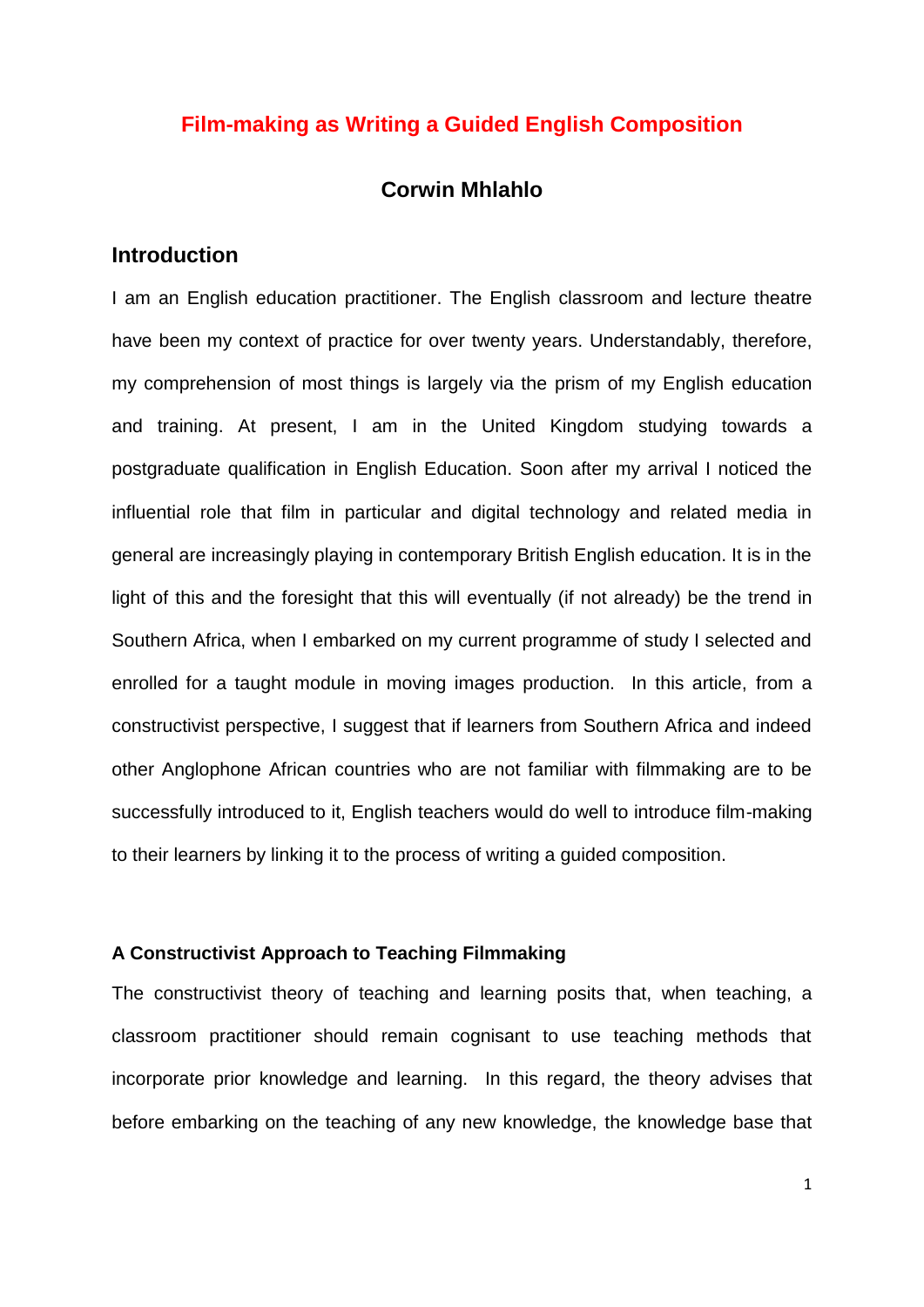# Film-making as Writing a Guided English Composition

**Corwin Mhlahlo**

## Introduction

I am an English education practitioner. The English classroom and lecture theatre have been my context of practice for over twenty years. Understandably, therefore, my comprehension of most things is largely via the prism of my English education and training. At present, I am in the United Kingdom studying towards a postgraduate qualification in English Education. Soon after my arrival I noticed the influential role that film in particular and digital technology and related media in general are increasingly playing in contemporary British English education. It is in the light of this and the foresight that this will eventually (if not already) be the trend in Southern Africa, when I embarked on my current programme of study I selected and enrolled for a taught module in moving images production. In this article, from a constructivist perspective, I suggest that if learners from Southern Africa and indeed other Anglophone African countries who are not familiar with filmmaking are to be successfully introduced to it, English teachers would do well to introduce film-making to their learners by linking it to the process of writing a guided composition.

### A Constructivist Approach to Teaching Filmmaking

The constructivist theory of teaching and learning posits that, when teaching, a classroom practitioner should remain cognisant to use teaching methods that incorporate prior knowledge and learning. In this regard, the theory advises that before embarking on the teaching of any new knowledge, the knowledge base that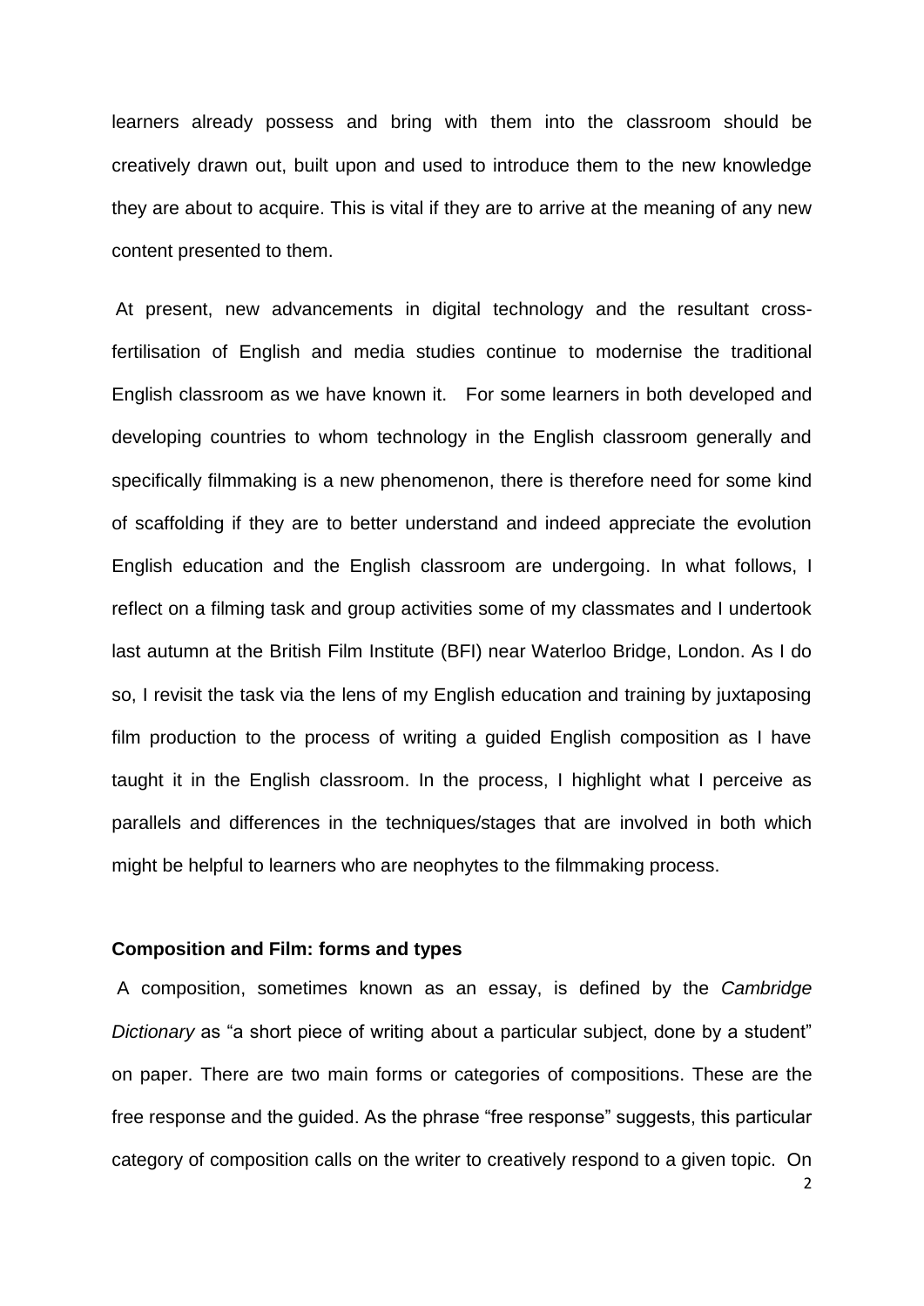learners already possess and bring with them into the classroom should be creatively drawn out, built upon and used to introduce them to the new knowledge they are about to acquire. This is vital if they are to arrive at the meaning of any new content presented to them.

At present, new advancements in digital technology and the resultant cross-fertilisation of English and media studies continue to modernise the traditional English classroom as we have known it. For some learners in both developed and developing countries to whom technology in the English classroom generally and specifically filmmaking is a new phenomenon, there is therefore need for some kind of scaffolding if they are to better understand and indeed appreciate the evolution English education and the English classroom are undergoing. In what follows, I reflect on a filming task and group activities some of my classmates and I undertook last autumn at the British Film Institute (BFI) near Waterloo Bridge, London. As I do so, I revisit the task via the lens of my English education and training by juxtaposing film production to the process of writing a guided English composition as I have taught it in the English classroom. In the process, I highlight what I perceive as parallels and differences in the techniques/stages that are involved in both which might be helpful to learners who are neophytes to the filmmaking process.

**Composition and Film: forms and types**

A composition, sometimes known as an essay, is defined by the *Cambridge Dictionary* as "a short piece of writing about a particular subject, done by a student" on paper. There are two main forms or categories of compositions. These are the free response and the guided. As the phrase "free response" suggests, this particular category of composition calls on the writer to creatively respond to a given topic. On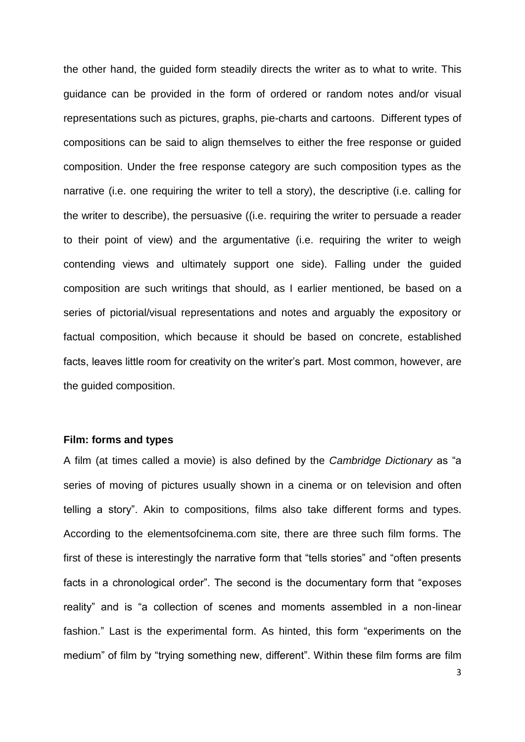the other hand, the guided form steadily directs the writer as to what to write. This guidance can be provided in the form of ordered or random notes and/or visual representations such as pictures, graphs, pie-charts and cartoons. Different types of compositions can be said to align themselves to either the free response or guided composition. Under the free response category are such composition types as the narrative (i.e. one requiring the writer to tell a story), the descriptive (i.e. calling for the writer to describe), the persuasive ((i.e. requiring the writer to persuade a reader to their point of view) and the argumentative (i.e. requiring the writer to weigh contending views and ultimately support one side). Falling under the guided composition are such writings that should, as I earlier mentioned, be based on a series of pictorial/visual representations and notes and arguably the expository or factual composition, which because it should be based on concrete, established facts, leaves little room for creativity on the writer's part. Most common, however, are the guided composition.

**Film: forms and types**

A film (at times called a movie) is also defined by the *Cambridge Dictionary* as "a series of moving of pictures usually shown in a cinema or on television and often telling a story". Akin to compositions, films also take different forms and types. According to the elementsofcinema.com site, there are three such film forms. The first of these is interestingly the narrative form that "tells stories" and "often presents facts in a chronological order". The second is the documentary form that "exposes reality" and is "a collection of scenes and moments assembled in a non-linear fashion." Last is the experimental form. As hinted, this form "experiments on the medium" of film by "trying something new, different". Within these film forms are film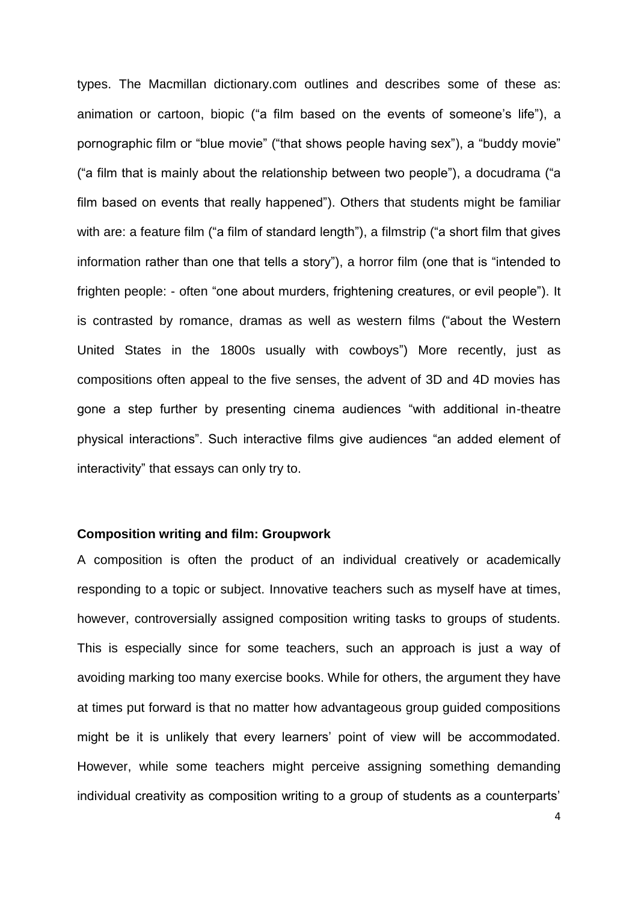types. The Macmillan dictionary.com outlines and describes some of these as: animation or cartoon, biopic ("a film based on the events of someone's life"), a pornographic film or "blue movie" ("that shows people having sex"), a "buddy movie" ("a film that is mainly about the relationship between two people"), a docudrama ("a film based on events that really happened"). Others that students might be familiar with are: a feature film ("a film of standard length"), a filmstrip ("a short film that gives information rather than one that tells a story"), a horror film (one that is "intended to frighten people: - often "one about murders, frightening creatures, or evil people"). It is contrasted by romance, dramas as well as western films ("about the Western United States in the 1800s usually with cowboys") More recently, just as compositions often appeal to the five senses, the advent of 3D and 4D movies has gone a step further by presenting cinema audiences "with additional in-theatre physical interactions". Such interactive films give audiences "an added element of interactivity" that essays can only try to.

**Composition writing and film: Groupwork**

A composition is often the product of an individual creatively or academically responding to a topic or subject. Innovative teachers such as myself have at times, however, controversially assigned composition writing tasks to groups of students. This is especially since for some teachers, such an approach is just a way of avoiding marking too many exercise books. While for others, the argument they have at times put forward is that no matter how advantageous group guided compositions might be it is unlikely that every learners' point of view will be accommodated. However, while some teachers might perceive assigning something demanding individual creativity as composition writing to a group of students as a counterparts'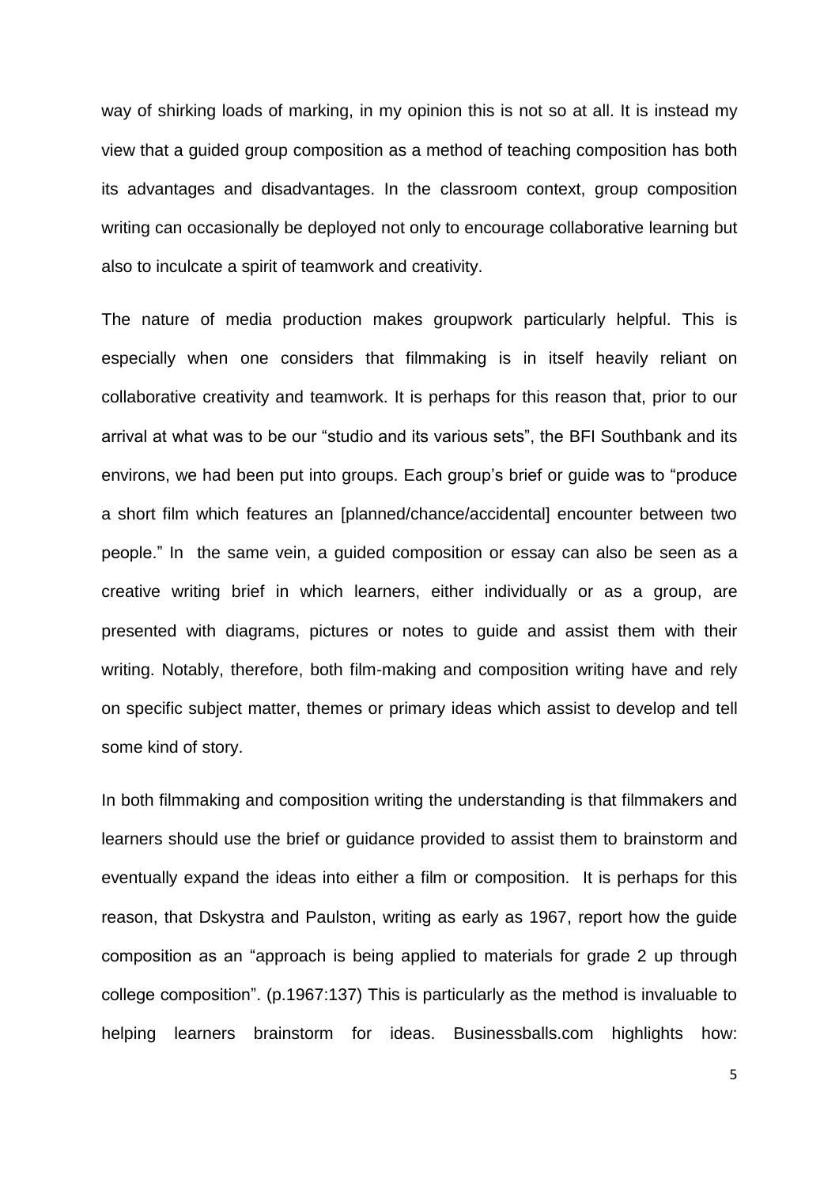way of shirking loads of marking, in my opinion this is not so at all. It is instead my view that a guided group composition as a method of teaching composition has both its advantages and disadvantages. In the classroom context, group composition writing can occasionally be deployed not only to encourage collaborative learning but also to inculcate a spirit of teamwork and creativity.

The nature of media production makes groupwork particularly helpful. This is especially when one considers that filmmaking is in itself heavily reliant on collaborative creativity and teamwork. It is perhaps for this reason that, prior to our arrival at what was to be our "studio and its various sets", the BFI Southbank and its environs, we had been put into groups. Each group's brief or guide was to "produce a short film which features an [planned/chance/accidental] encounter between two people." In the same vein, a guided composition or essay can also be seen as a creative writing brief in which learners, either individually or as a group, are presented with diagrams, pictures or notes to guide and assist them with their writing. Notably, therefore, both film-making and composition writing have and rely on specific subject matter, themes or primary ideas which assist to develop and tell some kind of story.

In both filmmaking and composition writing the understanding is that filmmakers and learners should use the brief or guidance provided to assist them to brainstorm and eventually expand the ideas into either a film or composition. It is perhaps for this reason, that Dskystra and Paulston, writing as early as 1967, report how the guide composition as an "approach is being applied to materials for grade 2 up through college composition". (p.1967:137) This is particularly as the method is invaluable to helping learners brainstorm for ideas. Businessballs.com highlights how: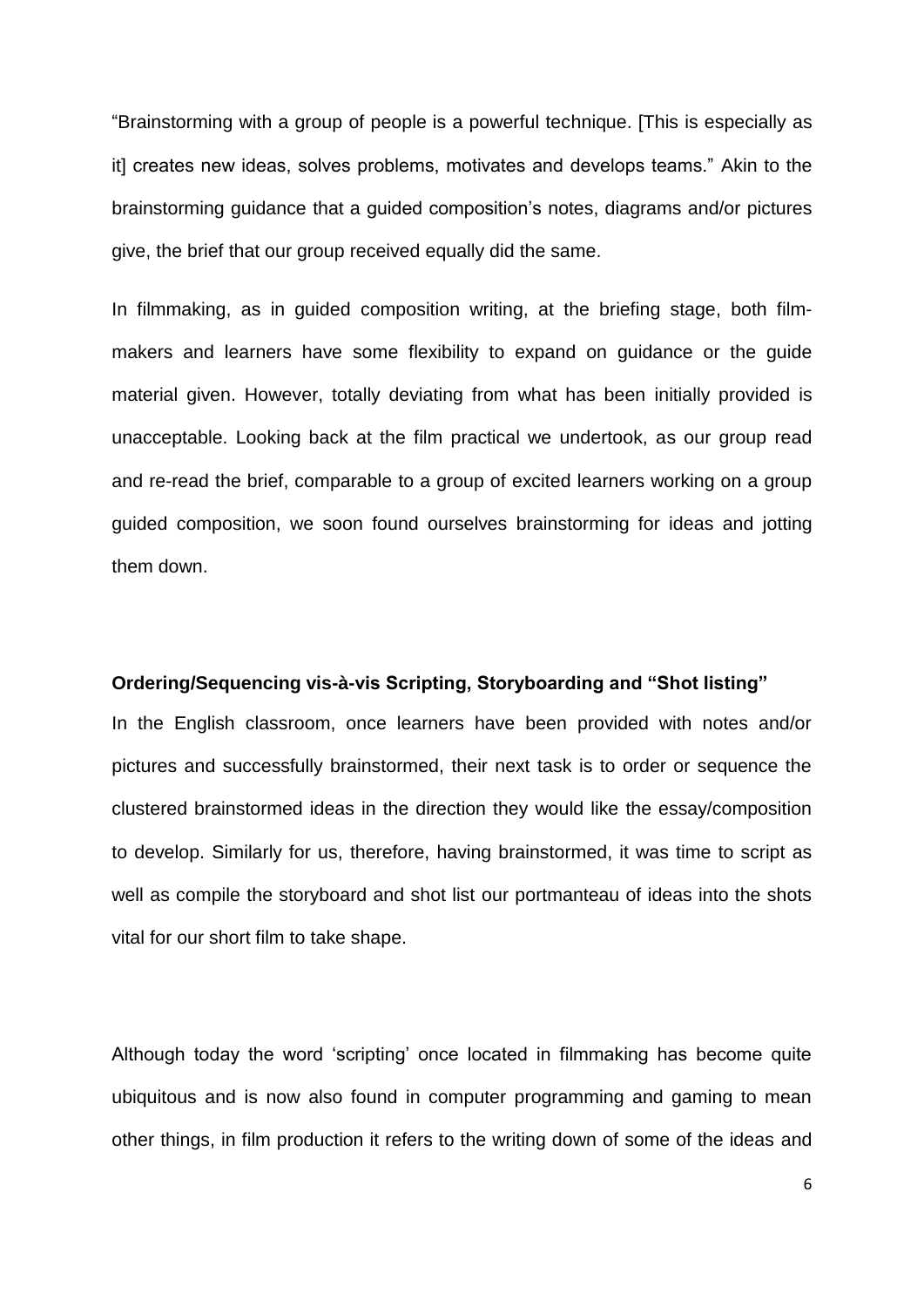"Brainstorming with a group of people is a powerful technique. [This is especially as it] creates new ideas, solves problems, motivates and develops teams." Akin to the brainstorming guidance that a guided composition's notes, diagrams and/or pictures give, the brief that our group received equally did the same.

In filmmaking, as in guided composition writing, at the briefing stage, both film-makers and learners have some flexibility to expand on guidance or the guide material given. However, totally deviating from what has been initially provided is unacceptable. Looking back at the film practical we undertook, as our group read and re-read the brief, comparable to a group of excited learners working on a group guided composition, we soon found ourselves brainstorming for ideas and jotting them down.

**Ordering/Sequencing vis-à-vis Scripting, Storyboarding and "Shot listing"**

In the English classroom, once learners have been provided with notes and/or pictures and successfully brainstormed, their next task is to order or sequence the clustered brainstormed ideas in the direction they would like the essay/composition to develop. Similarly for us, therefore, having brainstormed, it was time to script as well as compile the storyboard and shot list our portmanteau of ideas into the shots vital for our short film to take shape.

Although today the word 'scripting' once located in filmmaking has become quite ubiquitous and is now also found in computer programming and gaming to mean other things, in film production it refers to the writing down of some of the ideas and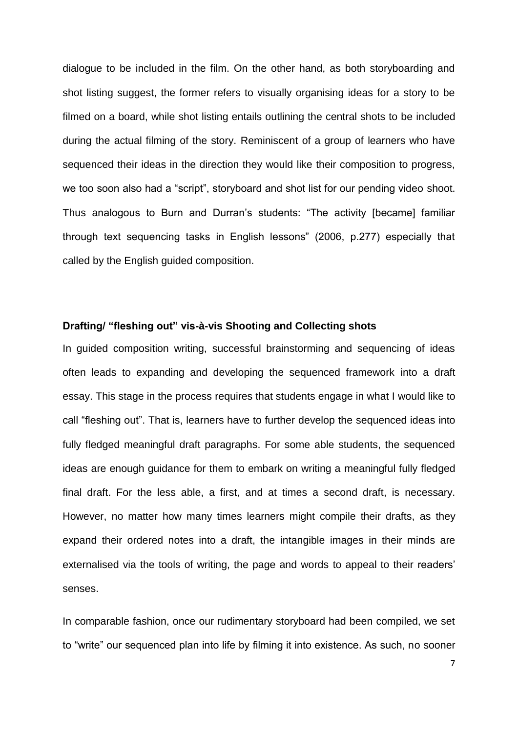dialogue to be included in the film. On the other hand, as both storyboarding and shot listing suggest, the former refers to visually organising ideas for a story to be filmed on a board, while shot listing entails outlining the central shots to be included during the actual filming of the story. Reminiscent of a group of learners who have sequenced their ideas in the direction they would like their composition to progress, we too soon also had a "script", storyboard and shot list for our pending video shoot. Thus analogous to Burn and Durran's students: "The activity [became] familiar through text sequencing tasks in English lessons" (2006, p.277) especially that called by the English guided composition.

### Drafting/ "fleshing out" vis-à-vis Shooting and Collecting shots

In guided composition writing, successful brainstorming and sequencing of ideas often leads to expanding and developing the sequenced framework into a draft essay. This stage in the process requires that students engage in what I would like to call "fleshing out". That is, learners have to further develop the sequenced ideas into fully fledged meaningful draft paragraphs. For some able students, the sequenced ideas are enough guidance for them to embark on writing a meaningful fully fledged final draft. For the less able, a first, and at times a second draft, is necessary. However, no matter how many times learners might compile their drafts, as they expand their ordered notes into a draft, the intangible images in their minds are externalised via the tools of writing, the page and words to appeal to their readers' senses.

In comparable fashion, once our rudimentary storyboard had been compiled, we set to "write" our sequenced plan into life by filming it into existence. As such, no sooner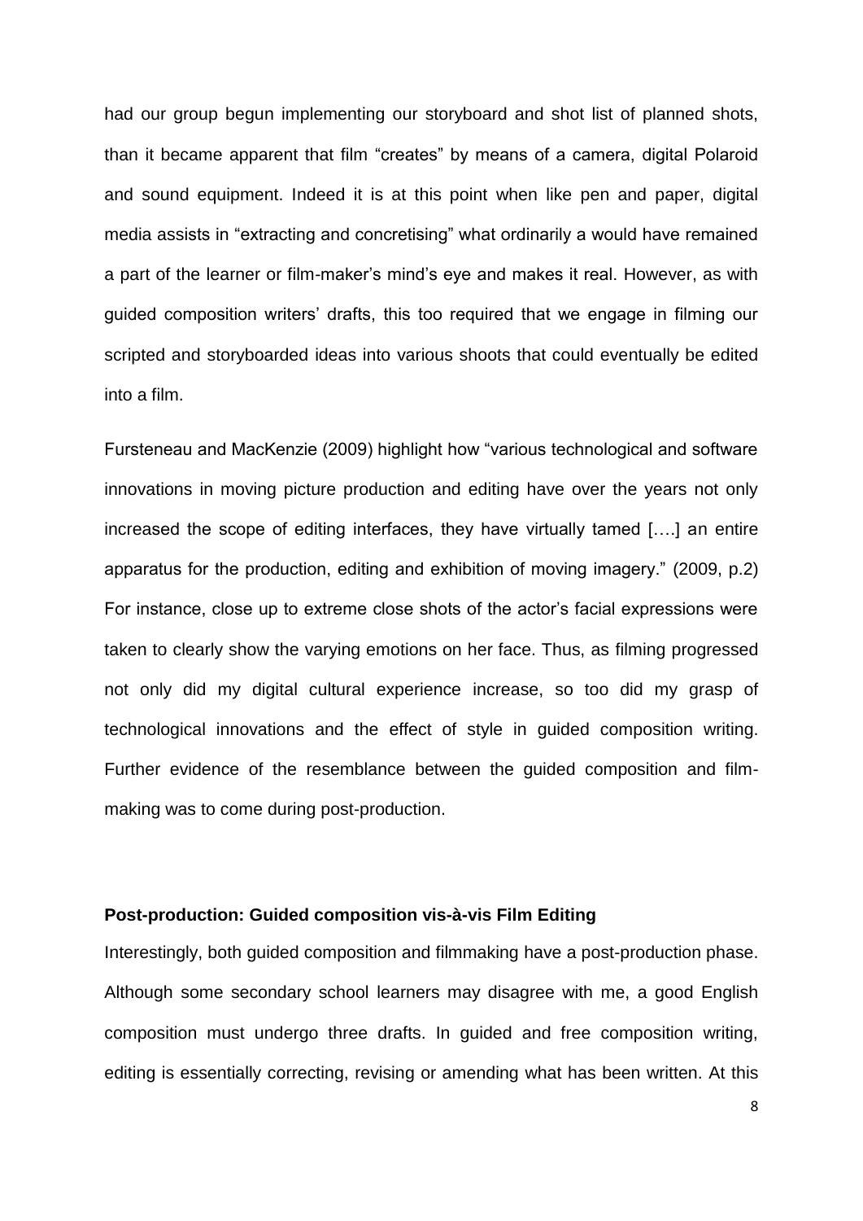had our group begun implementing our storyboard and shot list of planned shots, than it became apparent that film "creates" by means of a camera, digital Polaroid and sound equipment. Indeed it is at this point when like pen and paper, digital media assists in "extracting and concretising" what ordinarily a would have remained a part of the learner or film-maker's mind's eye and makes it real. However, as with guided composition writers' drafts, this too required that we engage in filming our scripted and storyboarded ideas into various shoots that could eventually be edited into a film.

Fursteneau and MacKenzie (2009) highlight how "various technological and software innovations in moving picture production and editing have over the years not only increased the scope of editing interfaces, they have virtually tamed [….] an entire apparatus for the production, editing and exhibition of moving imagery." (2009, p.2) For instance, close up to extreme close shots of the actor's facial expressions were taken to clearly show the varying emotions on her face. Thus, as filming progressed not only did my digital cultural experience increase, so too did my grasp of technological innovations and the effect of style in guided composition writing. Further evidence of the resemblance between the guided composition and film-making was to come during post-production.

**Post-production: Guided composition vis-à-vis Film Editing**

Interestingly, both guided composition and filmmaking have a post-production phase. Although some secondary school learners may disagree with me, a good English composition must undergo three drafts. In guided and free composition writing, editing is essentially correcting, revising or amending what has been written. At this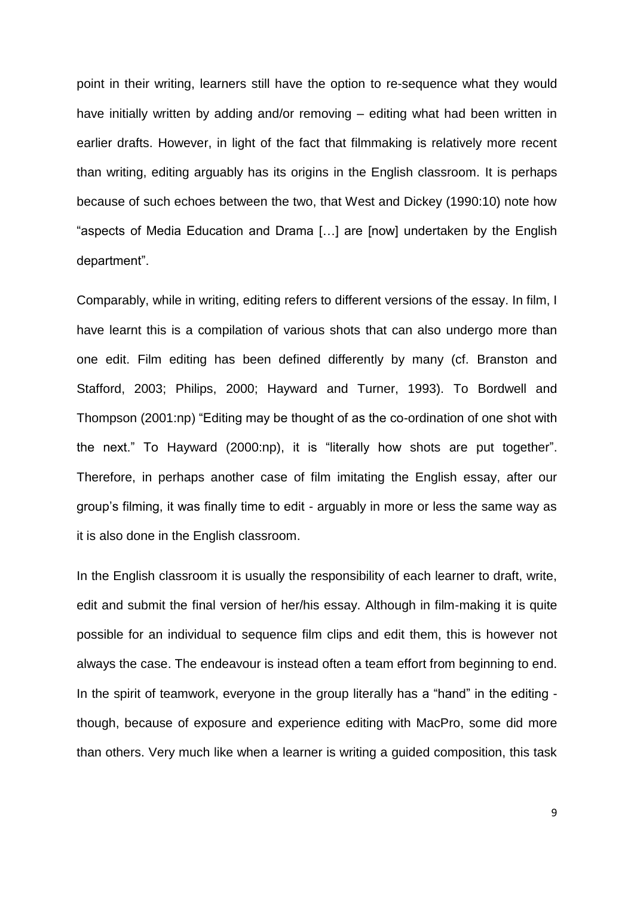point in their writing, learners still have the option to re-sequence what they would have initially written by adding and/or removing – editing what had been written in earlier drafts. However, in light of the fact that filmmaking is relatively more recent than writing, editing arguably has its origins in the English classroom. It is perhaps because of such echoes between the two, that West and Dickey (1990:10) note how "aspects of Media Education and Drama […] are [now] undertaken by the English department".

Comparably, while in writing, editing refers to different versions of the essay. In film, I have learnt this is a compilation of various shots that can also undergo more than one edit. Film editing has been defined differently by many (cf. Branston and Stafford, 2003; Philips, 2000; Hayward and Turner, 1993). To Bordwell and Thompson (2001:np) "Editing may be thought of as the co-ordination of one shot with the next." To Hayward (2000:np), it is "literally how shots are put together". Therefore, in perhaps another case of film imitating the English essay, after our group's filming, it was finally time to edit - arguably in more or less the same way as it is also done in the English classroom.

In the English classroom it is usually the responsibility of each learner to draft, write, edit and submit the final version of her/his essay. Although in film-making it is quite possible for an individual to sequence film clips and edit them, this is however not always the case. The endeavour is instead often a team effort from beginning to end. In the spirit of teamwork, everyone in the group literally has a "hand" in the editing - though, because of exposure and experience editing with MacPro, some did more than others. Very much like when a learner is writing a guided composition, this task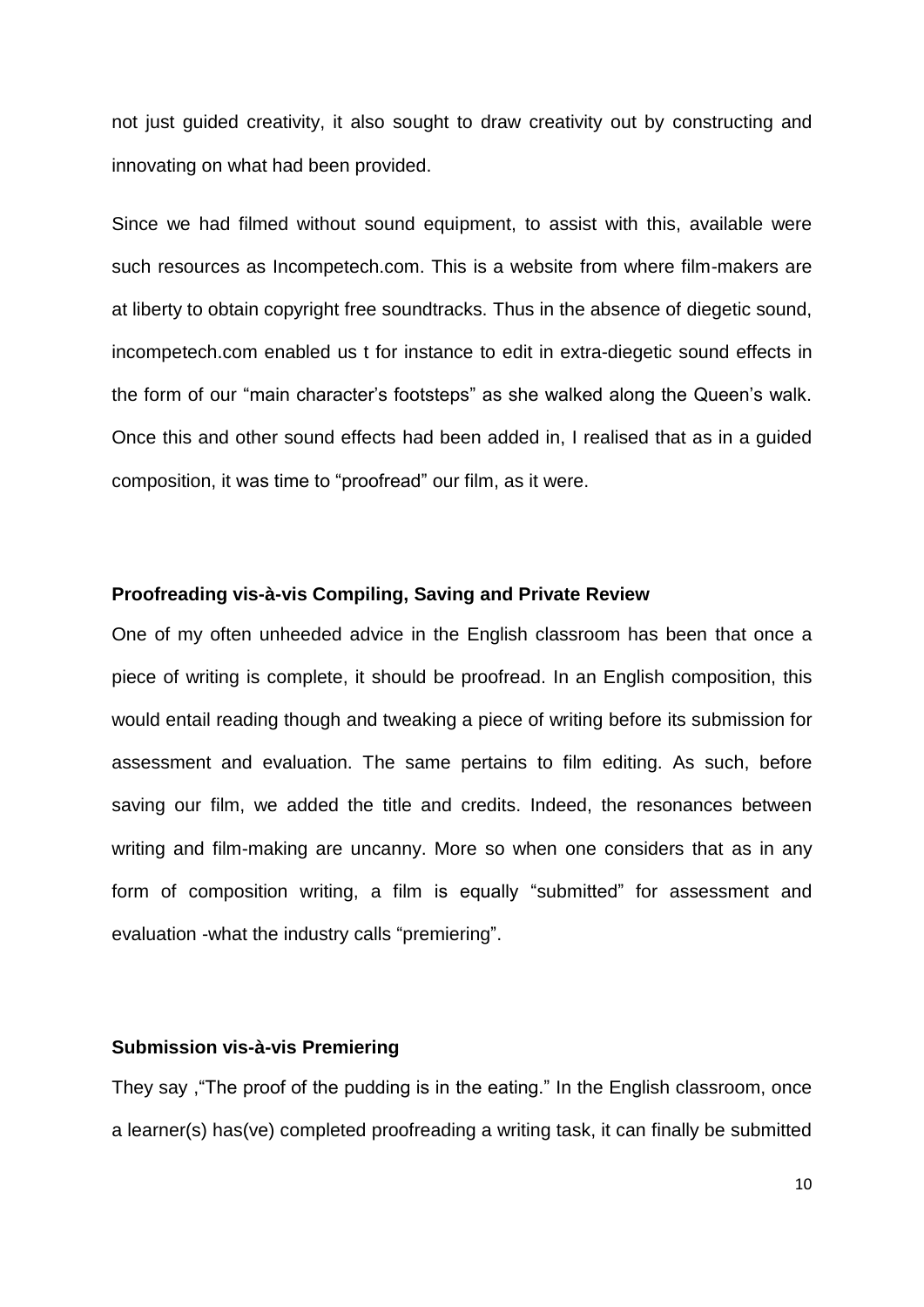not just guided creativity, it also sought to draw creativity out by constructing and innovating on what had been provided.

Since we had filmed without sound equipment, to assist with this, available were such resources as Incompetech.com. This is a website from where film-makers are at liberty to obtain copyright free soundtracks. Thus in the absence of diegetic sound, incompetech.com enabled us t for instance to edit in extra-diegetic sound effects in the form of our "main character's footsteps" as she walked along the Queen's walk. Once this and other sound effects had been added in, I realised that as in a guided composition, it was time to "proofread" our film, as it were.

### Proofreading vis-à-vis Compiling, Saving and Private Review

One of my often unheeded advice in the English classroom has been that once a piece of writing is complete, it should be proofread. In an English composition, this would entail reading though and tweaking a piece of writing before its submission for assessment and evaluation. The same pertains to film editing. As such, before saving our film, we added the title and credits. Indeed, the resonances between writing and film-making are uncanny. More so when one considers that as in any form of composition writing, a film is equally "submitted" for assessment and evaluation -what the industry calls "premiering".

### Submission vis-à-vis Premiering

They say ,"The proof of the pudding is in the eating." In the English classroom, once a learner(s) has(ve) completed proofreading a writing task, it can finally be submitted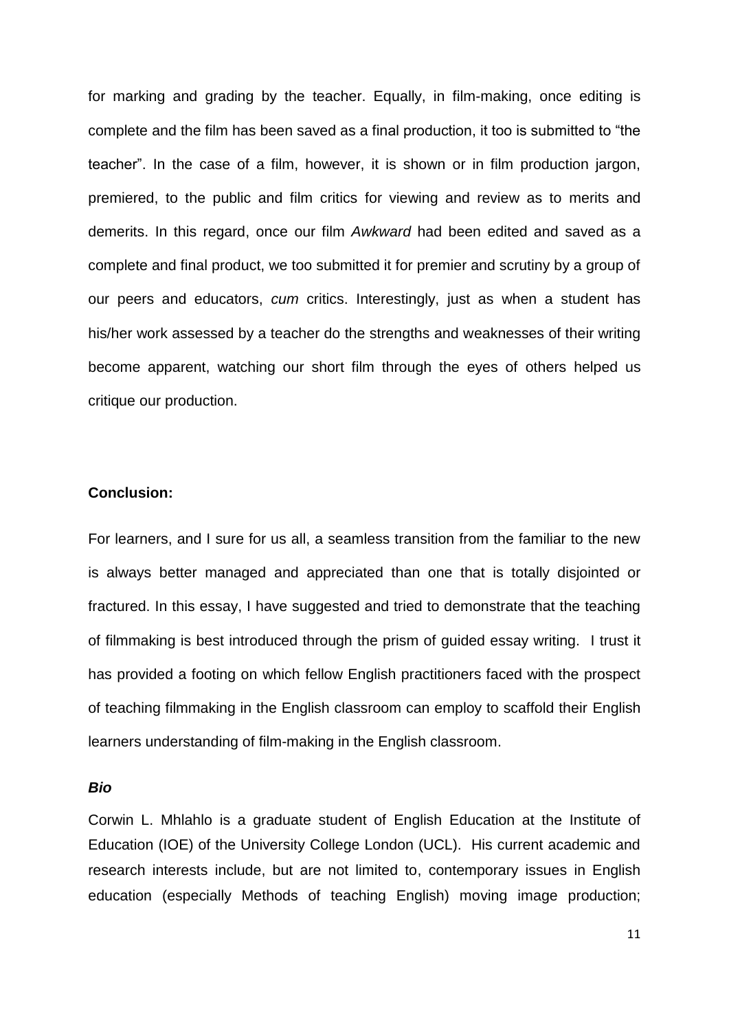for marking and grading by the teacher. Equally, in film-making, once editing is complete and the film has been saved as a final production, it too is submitted to "the teacher". In the case of a film, however, it is shown or in film production jargon, premiered, to the public and film critics for viewing and review as to merits and demerits. In this regard, once our film *Awkward* had been edited and saved as a complete and final product, we too submitted it for premier and scrutiny by a group of our peers and educators, *cum* critics. Interestingly, just as when a student has his/her work assessed by a teacher do the strengths and weaknesses of their writing become apparent, watching our short film through the eyes of others helped us critique our production.

**Conclusion:**

For learners, and I sure for us all, a seamless transition from the familiar to the new is always better managed and appreciated than one that is totally disjointed or fractured. In this essay, I have suggested and tried to demonstrate that the teaching of filmmaking is best introduced through the prism of guided essay writing. I trust it has provided a footing on which fellow English practitioners faced with the prospect of teaching filmmaking in the English classroom can employ to scaffold their English learners understanding of film-making in the English classroom.

***Bio***

Corwin L. Mhlahlo is a graduate student of English Education at the Institute of Education (IOE) of the University College London (UCL). His current academic and research interests include, but are not limited to, contemporary issues in English education (especially Methods of teaching English) moving image production;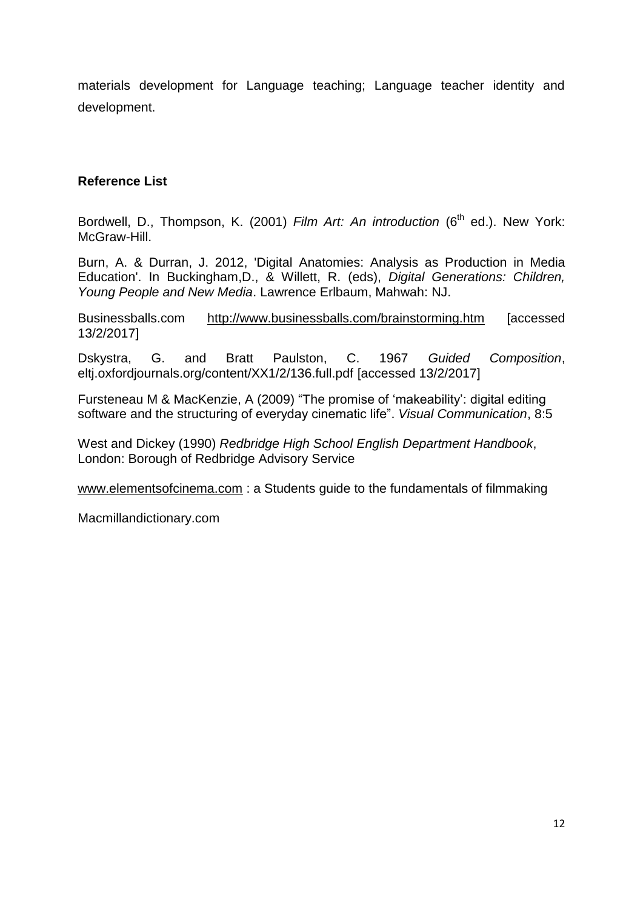materials development for Language teaching; Language teacher identity and development.

**Reference List**

Bordwell, D., Thompson, K. (2001) *Film Art: An introduction* (6th ed.). New York: McGraw-Hill.

Burn, A. & Durran, J. 2012, 'Digital Anatomies: Analysis as Production in Media Education'. In Buckingham,D., & Willett, R. (eds), *Digital Generations: Children, Young People and New Media*. Lawrence Erlbaum, Mahwah: NJ.

Businessballs.com http://www.businessballs.com/brainstorming.htm [accessed 13/2/2017]

Dskystra, G. and Bratt Paulston, C. 1967 *Guided Composition*, eltj.oxfordjournals.org/content/XX1/2/136.full.pdf [accessed 13/2/2017]

Fursteneau M & MacKenzie, A (2009) "The promise of 'makeability': digital editing software and the structuring of everyday cinematic life". *Visual Communication*, 8:5

West and Dickey (1990) *Redbridge High School English Department Handbook*, London: Borough of Redbridge Advisory Service

www.elementsofcinema.com : a Students guide to the fundamentals of filmmaking

Macmillandictionary.com